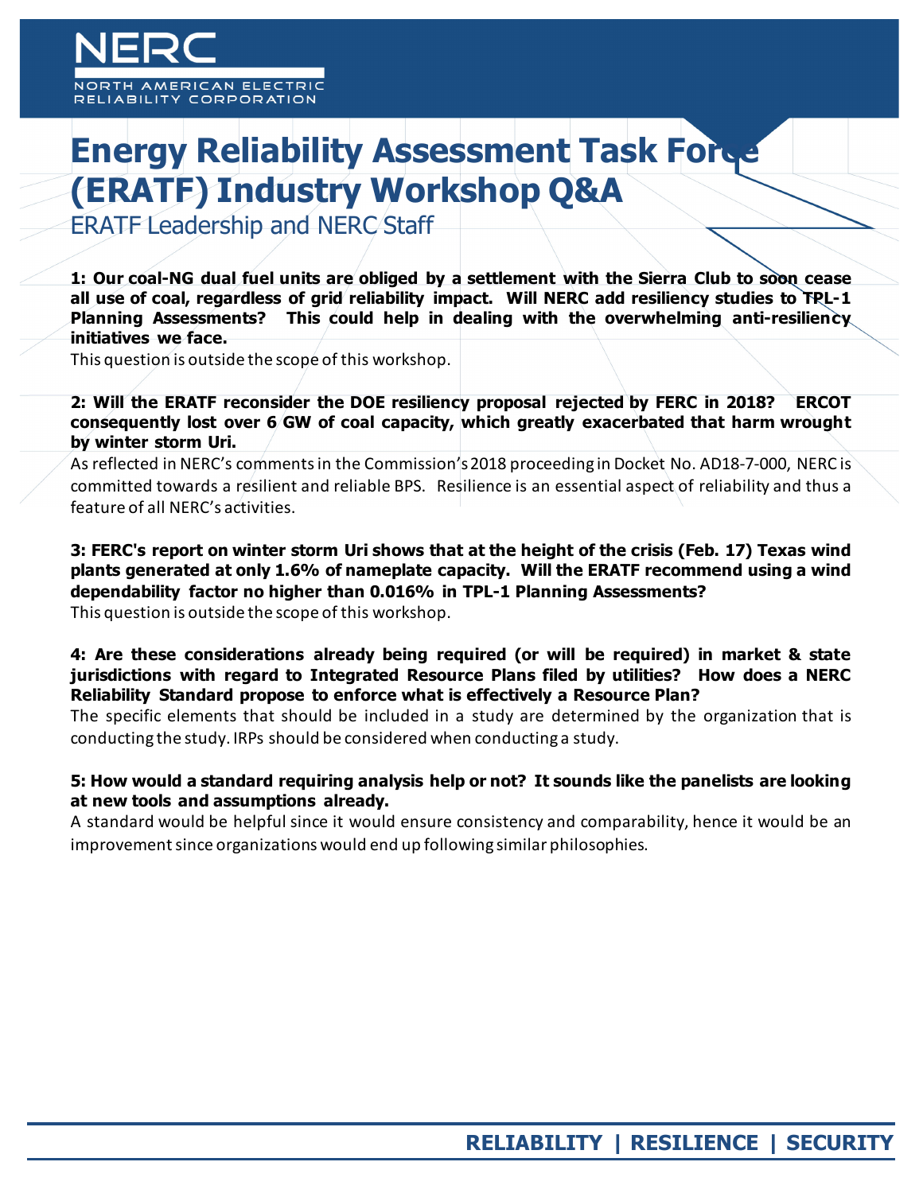NERC

NORTH AMERICAN ELECTRIC RELIABILITY CORPORATION

# Energy Reliability Assessment Task Force (ERATF) Industry Workshop Q&A

ERATF Leadership and NERC Staff

**1: Our coal-NG dual fuel units are obliged by a settlement with the Sierra Club to soon cease all use of coal, regardless of grid reliability impact. Will NERC add resiliency studies to TPL-1 Planning Assessments? This could help in dealing with the overwhelming anti-resiliency initiatives we face.**

This question is outside the scope of this workshop.

**2: Will the ERATF reconsider the DOE resiliency proposal rejected by FERC in 2018? ERCOT consequently lost over 6 GW of coal capacity, which greatly exacerbated that harm wrought by winter storm Uri.**

As reflected in NERC's comments in the Commission's 2018 proceeding in Docket No. AD18-7-000, NERC is committed towards a resilient and reliable BPS. Resilience is an essential aspect of reliability and thus a feature of all NERC's activities.

**3: FERC's report on winter storm Uri shows that at the height of the crisis (Feb. 17) Texas wind plants generated at only 1.6% of nameplate capacity. Will the ERATF recommend using a wind dependability factor no higher than 0.016% in TPL-1 Planning Assessments?**

This question is outside the scope of this workshop.

**4: Are these considerations already being required (or will be required) in market & state jurisdictions with regard to Integrated Resource Plans filed by utilities? How does a NERC Reliability Standard propose to enforce what is effectively a Resource Plan?**

The specific elements that should be included in a study are determined by the organization that is conducting the study. IRPs should be considered when conducting a study.

**5: How would a standard requiring analysis help or not? It sounds like the panelists are looking at new tools and assumptions already.**

A standard would be helpful since it would ensure consistency and comparability, hence it would be an improvement since organizations would end up following similar philosophies.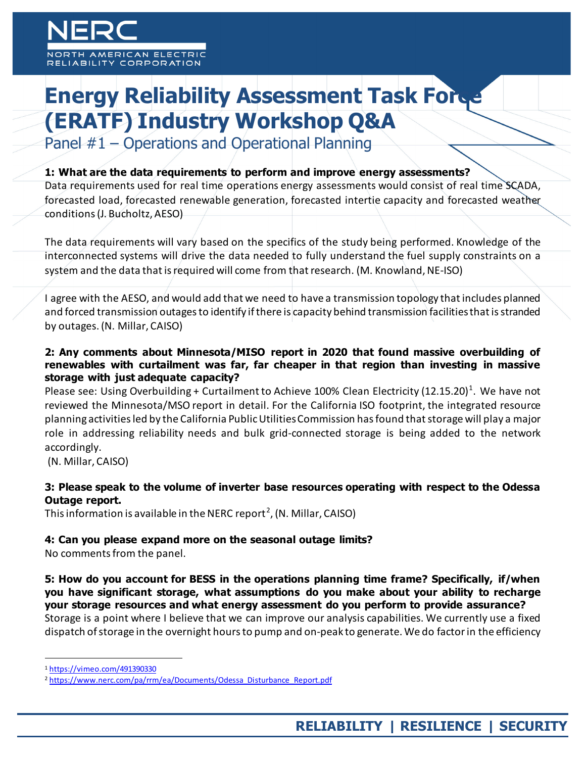# Energy Reliability Assessment Task Force (ERATF) Industry Workshop Q&A

## Panel #1 – Operations and Operational Planning

**1: What are the data requirements to perform and improve energy assessments?**

Data requirements used for real time operations energy assessments would consist of real time SCADA, forecasted load, forecasted renewable generation, forecasted intertie capacity and forecasted weather conditions (J. Bucholtz, AESO)

The data requirements will vary based on the specifics of the study being performed. Knowledge of the interconnected systems will drive the data needed to fully understand the fuel supply constraints on a system and the data that is required will come from that research. (M. Knowland, NE-ISO)

I agree with the AESO, and would add that we need to have a transmission topology that includes planned and forced transmission outages to identify if there is capacity behind transmission facilities that is stranded by outages. (N. Millar, CAISO)

**2: Any comments about Minnesota/MISO report in 2020 that found massive overbuilding of renewables with curtailment was far, far cheaper in that region than investing in massive storage with just adequate capacity?**

Please see: Using Overbuilding + Curtailment to Achieve 100% Clean Electricity (12.15.20)[1]. We have not reviewed the Minnesota/MSO report in detail. For the California ISO footprint, the integrated resource planning activities led by the California Public Utilities Commission has found that storage will play a major role in addressing reliability needs and bulk grid-connected storage is being added to the network accordingly.

(N. Millar, CAISO)

**3: Please speak to the volume of inverter base resources operating with respect to the Odessa Outage report.**

This information is available in the NERC report[2], (N. Millar, CAISO)

**4: Can you please expand more on the seasonal outage limits?**

No comments from the panel.

**5: How do you account for BESS in the operations planning time frame? Specifically, if/when you have significant storage, what assumptions do you make about your ability to recharge your storage resources and what energy assessment do you perform to provide assurance?**

Storage is a point where I believe that we can improve our analysis capabilities. We currently use a fixed dispatch of storage in the overnight hours to pump and on-peak to generate. We do factor in the efficiency

---

[1] https://vimeo.com/491390330

[2] https://www.nerc.com/pa/rrm/ea/Documents/Odessa_Disturbance_Report.pdf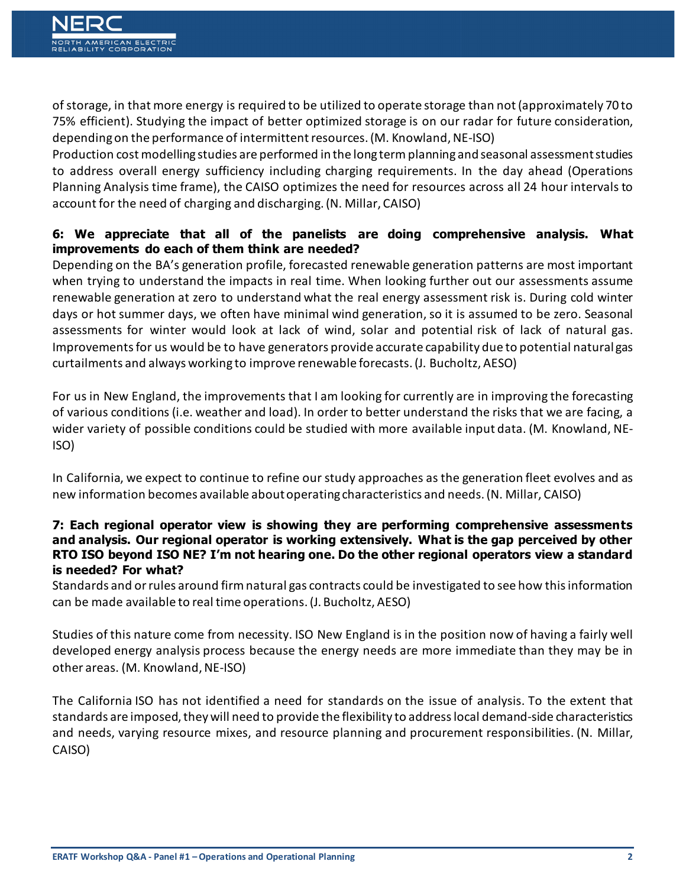of storage, in that more energy is required to be utilized to operate storage than not (approximately 70 to 75% efficient). Studying the impact of better optimized storage is on our radar for future consideration, depending on the performance of intermittent resources. (M. Knowland, NE-ISO)

Production cost modelling studies are performed in the long term planning and seasonal assessment studies to address overall energy sufficiency including charging requirements. In the day ahead (Operations Planning Analysis time frame), the CAISO optimizes the need for resources across all 24 hour intervals to account for the need of charging and discharging. (N. Millar, CAISO)

**6: We appreciate that all of the panelists are doing comprehensive analysis. What improvements do each of them think are needed?**

Depending on the BA's generation profile, forecasted renewable generation patterns are most important when trying to understand the impacts in real time. When looking further out our assessments assume renewable generation at zero to understand what the real energy assessment risk is. During cold winter days or hot summer days, we often have minimal wind generation, so it is assumed to be zero. Seasonal assessments for winter would look at lack of wind, solar and potential risk of lack of natural gas. Improvements for us would be to have generators provide accurate capability due to potential natural gas curtailments and always working to improve renewable forecasts. (J. Bucholtz, AESO)

For us in New England, the improvements that I am looking for currently are in improving the forecasting of various conditions (i.e. weather and load). In order to better understand the risks that we are facing, a wider variety of possible conditions could be studied with more available input data. (M. Knowland, NE-ISO)

In California, we expect to continue to refine our study approaches as the generation fleet evolves and as new information becomes available about operating characteristics and needs. (N. Millar, CAISO)

**7: Each regional operator view is showing they are performing comprehensive assessments and analysis. Our regional operator is working extensively. What is the gap perceived by other RTO ISO beyond ISO NE? I'm not hearing one. Do the other regional operators view a standard is needed? For what?**

Standards and or rules around firm natural gas contracts could be investigated to see how this information can be made available to real time operations. (J. Bucholtz, AESO)

Studies of this nature come from necessity. ISO New England is in the position now of having a fairly well developed energy analysis process because the energy needs are more immediate than they may be in other areas. (M. Knowland, NE-ISO)

The California ISO has not identified a need for standards on the issue of analysis. To the extent that standards are imposed, they will need to provide the flexibility to address local demand-side characteristics and needs, varying resource mixes, and resource planning and procurement responsibilities. (N. Millar, CAISO)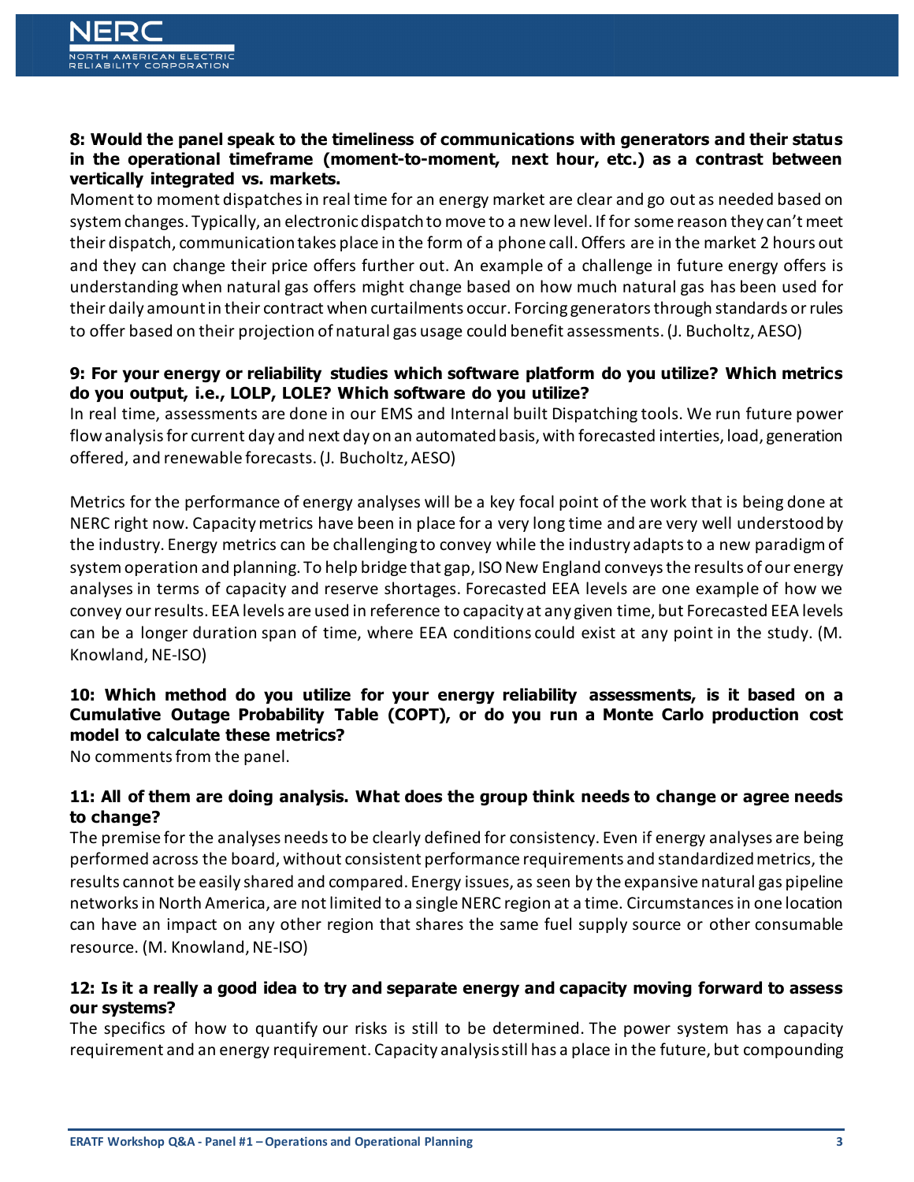**8: Would the panel speak to the timeliness of communications with generators and their status in the operational timeframe (moment-to-moment, next hour, etc.) as a contrast between vertically integrated vs. markets.**

Moment to moment dispatches in real time for an energy market are clear and go out as needed based on system changes. Typically, an electronic dispatch to move to a new level. If for some reason they can't meet their dispatch, communication takes place in the form of a phone call. Offers are in the market 2 hours out and they can change their price offers further out. An example of a challenge in future energy offers is understanding when natural gas offers might change based on how much natural gas has been used for their daily amount in their contract when curtailments occur. Forcing generators through standards or rules to offer based on their projection of natural gas usage could benefit assessments. (J. Bucholtz, AESO)

**9: For your energy or reliability studies which software platform do you utilize? Which metrics do you output, i.e., LOLP, LOLE? Which software do you utilize?**

In real time, assessments are done in our EMS and Internal built Dispatching tools. We run future power flow analysis for current day and next day on an automated basis, with forecasted interties, load, generation offered, and renewable forecasts. (J. Bucholtz, AESO)

Metrics for the performance of energy analyses will be a key focal point of the work that is being done at NERC right now. Capacity metrics have been in place for a very long time and are very well understood by the industry. Energy metrics can be challenging to convey while the industry adapts to a new paradigm of system operation and planning. To help bridge that gap, ISO New England conveys the results of our energy analyses in terms of capacity and reserve shortages. Forecasted EEA levels are one example of how we convey our results. EEA levels are used in reference to capacity at any given time, but Forecasted EEA levels can be a longer duration span of time, where EEA conditions could exist at any point in the study. (M. Knowland, NE-ISO)

**10: Which method do you utilize for your energy reliability assessments, is it based on a Cumulative Outage Probability Table (COPT), or do you run a Monte Carlo production cost model to calculate these metrics?**

No comments from the panel.

**11: All of them are doing analysis. What does the group think needs to change or agree needs to change?**

The premise for the analyses needs to be clearly defined for consistency. Even if energy analyses are being performed across the board, without consistent performance requirements and standardized metrics, the results cannot be easily shared and compared. Energy issues, as seen by the expansive natural gas pipeline networks in North America, are not limited to a single NERC region at a time. Circumstances in one location can have an impact on any other region that shares the same fuel supply source or other consumable resource. (M. Knowland, NE-ISO)

**12: Is it a really a good idea to try and separate energy and capacity moving forward to assess our systems?**

The specifics of how to quantify our risks is still to be determined. The power system has a capacity requirement and an energy requirement. Capacity analysis still has a place in the future, but compounding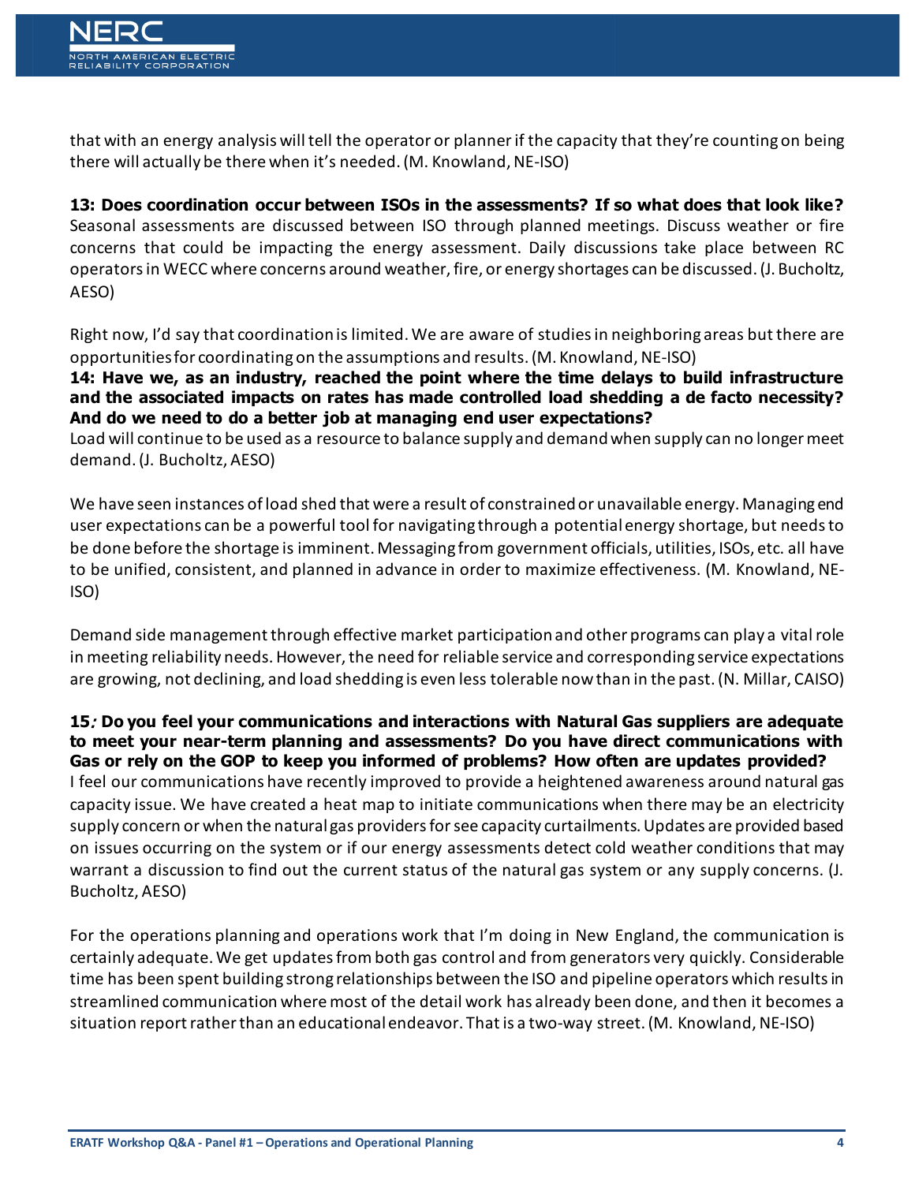that with an energy analysis will tell the operator or planner if the capacity that they're counting on being there will actually be there when it's needed. (M. Knowland, NE-ISO)

**13: Does coordination occur between ISOs in the assessments? If so what does that look like?**
Seasonal assessments are discussed between ISO through planned meetings. Discuss weather or fire concerns that could be impacting the energy assessment. Daily discussions take place between RC operators in WECC where concerns around weather, fire, or energy shortages can be discussed. (J. Bucholtz, AESO)

Right now, I'd say that coordination is limited. We are aware of studies in neighboring areas but there are opportunities for coordinating on the assumptions and results. (M. Knowland, NE-ISO)

**14: Have we, as an industry, reached the point where the time delays to build infrastructure and the associated impacts on rates has made controlled load shedding a de facto necessity? And do we need to do a better job at managing end user expectations?**
Load will continue to be used as a resource to balance supply and demand when supply can no longer meet demand. (J. Bucholtz, AESO)

We have seen instances of load shed that were a result of constrained or unavailable energy. Managing end user expectations can be a powerful tool for navigating through a potential energy shortage, but needs to be done before the shortage is imminent. Messaging from government officials, utilities, ISOs, etc. all have to be unified, consistent, and planned in advance in order to maximize effectiveness. (M. Knowland, NE-ISO)

Demand side management through effective market participation and other programs can play a vital role in meeting reliability needs. However, the need for reliable service and corresponding service expectations are growing, not declining, and load shedding is even less tolerable now than in the past. (N. Millar, CAISO)

**15: Do you feel your communications and interactions with Natural Gas suppliers are adequate to meet your near-term planning and assessments? Do you have direct communications with Gas or rely on the GOP to keep you informed of problems? How often are updates provided?**
I feel our communications have recently improved to provide a heightened awareness around natural gas capacity issue. We have created a heat map to initiate communications when there may be an electricity supply concern or when the natural gas providers for see capacity curtailments. Updates are provided based on issues occurring on the system or if our energy assessments detect cold weather conditions that may warrant a discussion to find out the current status of the natural gas system or any supply concerns. (J. Bucholtz, AESO)

For the operations planning and operations work that I'm doing in New England, the communication is certainly adequate. We get updates from both gas control and from generators very quickly. Considerable time has been spent building strong relationships between the ISO and pipeline operators which results in streamlined communication where most of the detail work has already been done, and then it becomes a situation report rather than an educational endeavor. That is a two-way street. (M. Knowland, NE-ISO)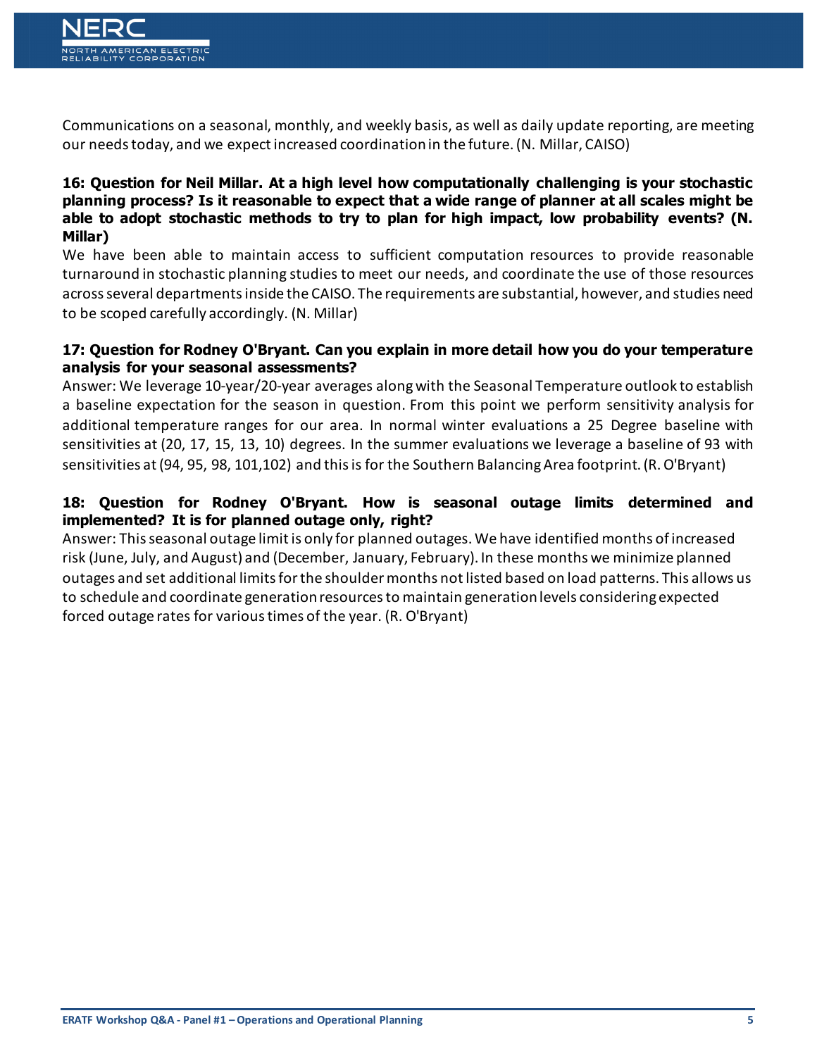Communications on a seasonal, monthly, and weekly basis, as well as daily update reporting, are meeting our needs today, and we expect increased coordination in the future. (N. Millar, CAISO)

**16: Question for Neil Millar. At a high level how computationally challenging is your stochastic planning process? Is it reasonable to expect that a wide range of planner at all scales might be able to adopt stochastic methods to try to plan for high impact, low probability events? (N. Millar)**

We have been able to maintain access to sufficient computation resources to provide reasonable turnaround in stochastic planning studies to meet our needs, and coordinate the use of those resources across several departments inside the CAISO. The requirements are substantial, however, and studies need to be scoped carefully accordingly. (N. Millar)

**17: Question for Rodney O'Bryant. Can you explain in more detail how you do your temperature analysis for your seasonal assessments?**

Answer: We leverage 10-year/20-year averages along with the Seasonal Temperature outlook to establish a baseline expectation for the season in question. From this point we perform sensitivity analysis for additional temperature ranges for our area. In normal winter evaluations a 25 Degree baseline with sensitivities at (20, 17, 15, 13, 10) degrees. In the summer evaluations we leverage a baseline of 93 with sensitivities at (94, 95, 98, 101,102) and this is for the Southern Balancing Area footprint. (R. O'Bryant)

**18: Question for Rodney O'Bryant. How is seasonal outage limits determined and implemented? It is for planned outage only, right?**

Answer: This seasonal outage limit is only for planned outages. We have identified months of increased risk (June, July, and August) and (December, January, February). In these months we minimize planned outages and set additional limits for the shoulder months not listed based on load patterns. This allows us to schedule and coordinate generation resources to maintain generation levels considering expected forced outage rates for various times of the year. (R. O'Bryant)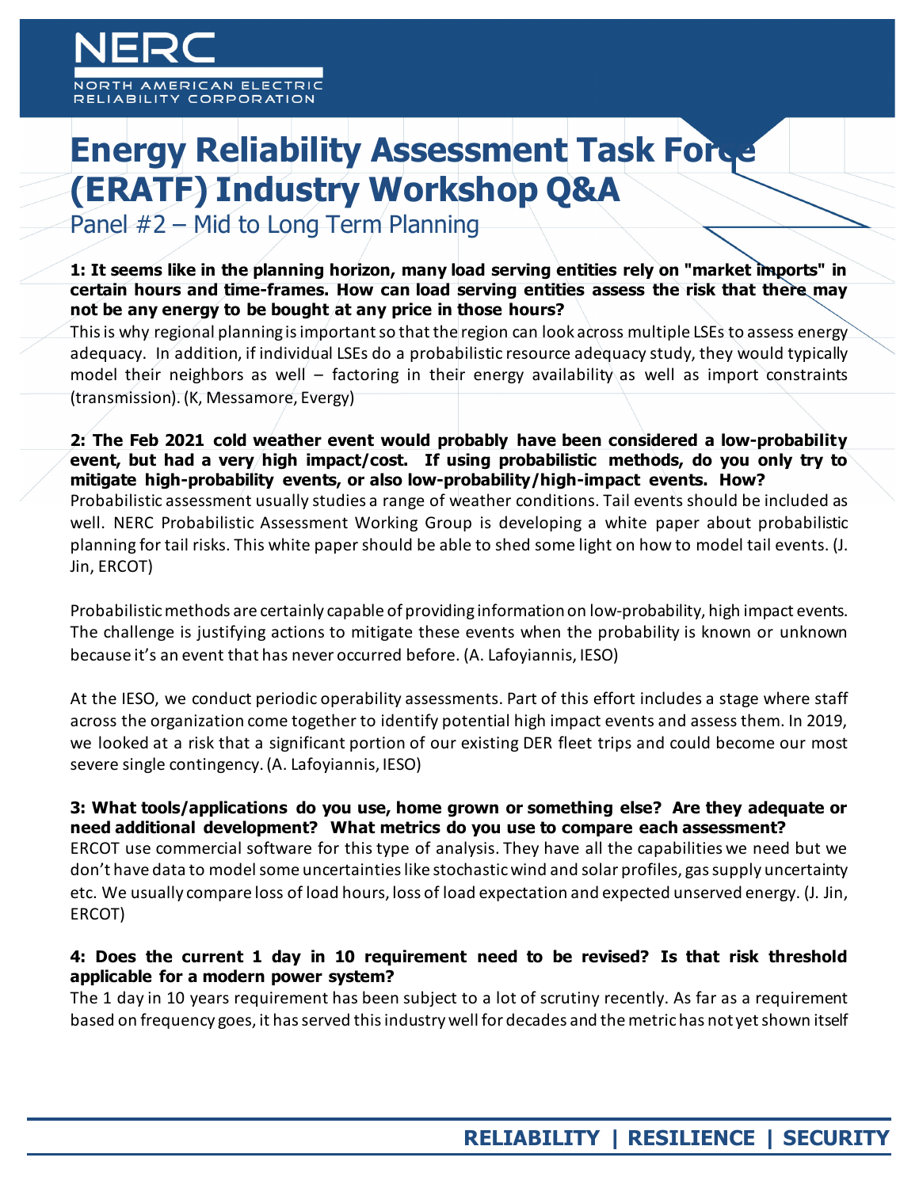# Energy Reliability Assessment Task Force (ERATF) Industry Workshop Q&A

## Panel #2 – Mid to Long Term Planning

**1: It seems like in the planning horizon, many load serving entities rely on "market imports" in certain hours and time-frames. How can load serving entities assess the risk that there may not be any energy to be bought at any price in those hours?**

This is why regional planning is important so that the region can look across multiple LSEs to assess energy adequacy. In addition, if individual LSEs do a probabilistic resource adequacy study, they would typically model their neighbors as well – factoring in their energy availability as well as import constraints (transmission). (K, Messamore, Evergy)

**2: The Feb 2021 cold weather event would probably have been considered a low-probability event, but had a very high impact/cost. If using probabilistic methods, do you only try to mitigate high-probability events, or also low-probability/high-impact events. How?**

Probabilistic assessment usually studies a range of weather conditions. Tail events should be included as well. NERC Probabilistic Assessment Working Group is developing a white paper about probabilistic planning for tail risks. This white paper should be able to shed some light on how to model tail events. (J. Jin, ERCOT)

Probabilistic methods are certainly capable of providing information on low-probability, high impact events. The challenge is justifying actions to mitigate these events when the probability is known or unknown because it's an event that has never occurred before. (A. Lafoyiannis, IESO)

At the IESO, we conduct periodic operability assessments. Part of this effort includes a stage where staff across the organization come together to identify potential high impact events and assess them. In 2019, we looked at a risk that a significant portion of our existing DER fleet trips and could become our most severe single contingency. (A. Lafoyiannis, IESO)

**3: What tools/applications do you use, home grown or something else? Are they adequate or need additional development? What metrics do you use to compare each assessment?**

ERCOT use commercial software for this type of analysis. They have all the capabilities we need but we don't have data to model some uncertainties like stochastic wind and solar profiles, gas supply uncertainty etc. We usually compare loss of load hours, loss of load expectation and expected unserved energy. (J. Jin, ERCOT)

**4: Does the current 1 day in 10 requirement need to be revised? Is that risk threshold applicable for a modern power system?**

The 1 day in 10 years requirement has been subject to a lot of scrutiny recently. As far as a requirement based on frequency goes, it has served this industry well for decades and the metric has not yet shown itself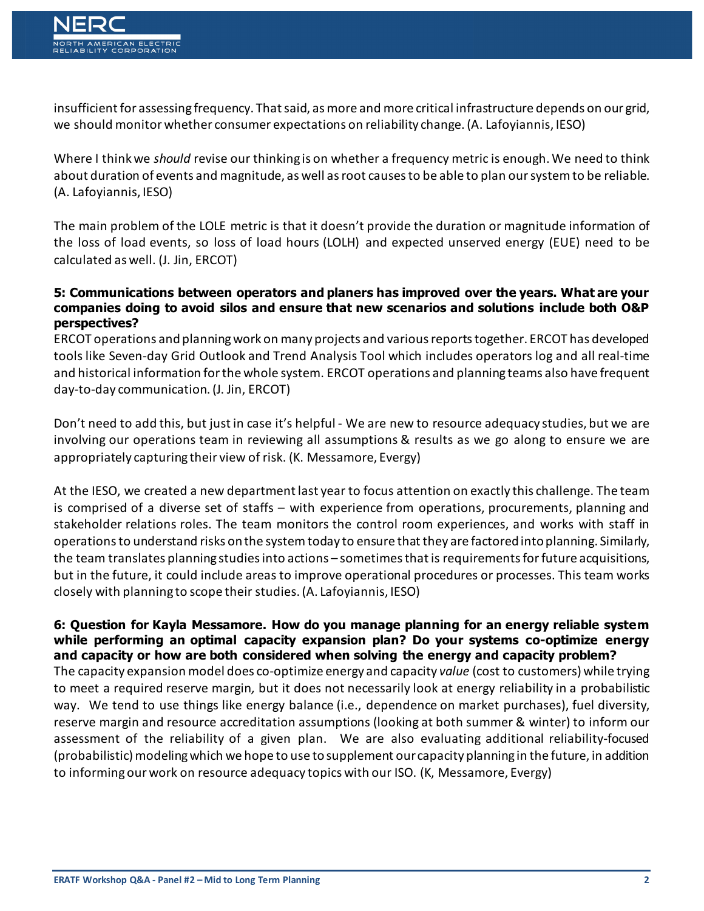insufficient for assessing frequency. That said, as more and more critical infrastructure depends on our grid, we should monitor whether consumer expectations on reliability change. (A. Lafoyiannis, IESO)

Where I think we *should* revise our thinking is on whether a frequency metric is enough. We need to think about duration of events and magnitude, as well as root causes to be able to plan our system to be reliable. (A. Lafoyiannis, IESO)

The main problem of the LOLE metric is that it doesn't provide the duration or magnitude information of the loss of load events, so loss of load hours (LOLH) and expected unserved energy (EUE) need to be calculated as well. (J. Jin, ERCOT)

**5: Communications between operators and planers has improved over the years. What are your companies doing to avoid silos and ensure that new scenarios and solutions include both O&P perspectives?**

ERCOT operations and planning work on many projects and various reports together. ERCOT has developed tools like Seven-day Grid Outlook and Trend Analysis Tool which includes operators log and all real-time and historical information for the whole system. ERCOT operations and planning teams also have frequent day-to-day communication. (J. Jin, ERCOT)

Don't need to add this, but just in case it's helpful - We are new to resource adequacy studies, but we are involving our operations team in reviewing all assumptions & results as we go along to ensure we are appropriately capturing their view of risk. (K. Messamore, Evergy)

At the IESO, we created a new department last year to focus attention on exactly this challenge. The team is comprised of a diverse set of staffs – with experience from operations, procurements, planning and stakeholder relations roles. The team monitors the control room experiences, and works with staff in operations to understand risks on the system today to ensure that they are factored into planning. Similarly, the team translates planning studies into actions – sometimes that is requirements for future acquisitions, but in the future, it could include areas to improve operational procedures or processes. This team works closely with planning to scope their studies. (A. Lafoyiannis, IESO)

**6: Question for Kayla Messamore. How do you manage planning for an energy reliable system while performing an optimal capacity expansion plan? Do your systems co-optimize energy and capacity or how are both considered when solving the energy and capacity problem?**

The capacity expansion model does co-optimize energy and capacity *value* (cost to customers) while trying to meet a required reserve margin, but it does not necessarily look at energy reliability in a probabilistic way. We tend to use things like energy balance (i.e., dependence on market purchases), fuel diversity, reserve margin and resource accreditation assumptions (looking at both summer & winter) to inform our assessment of the reliability of a given plan. We are also evaluating additional reliability-focused (probabilistic) modeling which we hope to use to supplement our capacity planning in the future, in addition to informing our work on resource adequacy topics with our ISO. (K, Messamore, Evergy)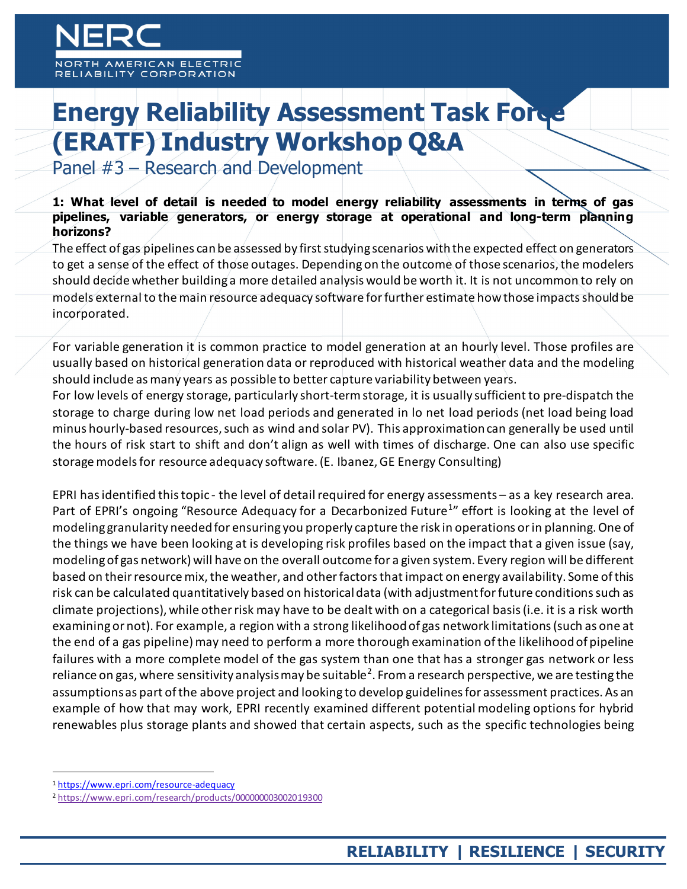# Energy Reliability Assessment Task Force (ERATF) Industry Workshop Q&A

## Panel #3 – Research and Development

**1: What level of detail is needed to model energy reliability assessments in terms of gas pipelines, variable generators, or energy storage at operational and long-term planning horizons?**

The effect of gas pipelines can be assessed by first studying scenarios with the expected effect on generators to get a sense of the effect of those outages. Depending on the outcome of those scenarios, the modelers should decide whether building a more detailed analysis would be worth it. It is not uncommon to rely on models external to the main resource adequacy software for further estimate how those impacts should be incorporated.

For variable generation it is common practice to model generation at an hourly level. Those profiles are usually based on historical generation data or reproduced with historical weather data and the modeling should include as many years as possible to better capture variability between years.
For low levels of energy storage, particularly short-term storage, it is usually sufficient to pre-dispatch the storage to charge during low net load periods and generated in lo net load periods (net load being load minus hourly-based resources, such as wind and solar PV). This approximation can generally be used until the hours of risk start to shift and don't align as well with times of discharge. One can also use specific storage models for resource adequacy software. (E. Ibanez, GE Energy Consulting)

EPRI has identified this topic - the level of detail required for energy assessments – as a key research area. Part of EPRI's ongoing "Resource Adequacy for a Decarbonized Future[1]" effort is looking at the level of modeling granularity needed for ensuring you properly capture the risk in operations or in planning. One of the things we have been looking at is developing risk profiles based on the impact that a given issue (say, modeling of gas network) will have on the overall outcome for a given system. Every region will be different based on their resource mix, the weather, and other factors that impact on energy availability. Some of this risk can be calculated quantitatively based on historical data (with adjustment for future conditions such as climate projections), while other risk may have to be dealt with on a categorical basis (i.e. it is a risk worth examining or not). For example, a region with a strong likelihood of gas network limitations (such as one at the end of a gas pipeline) may need to perform a more thorough examination of the likelihood of pipeline failures with a more complete model of the gas system than one that has a stronger gas network or less reliance on gas, where sensitivity analysis may be suitable[2]. From a research perspective, we are testing the assumptions as part of the above project and looking to develop guidelines for assessment practices. As an example of how that may work, EPRI recently examined different potential modeling options for hybrid renewables plus storage plants and showed that certain aspects, such as the specific technologies being

---

[1] https://www.epri.com/resource-adequacy

[2] https://www.epri.com/research/products/000000003002019300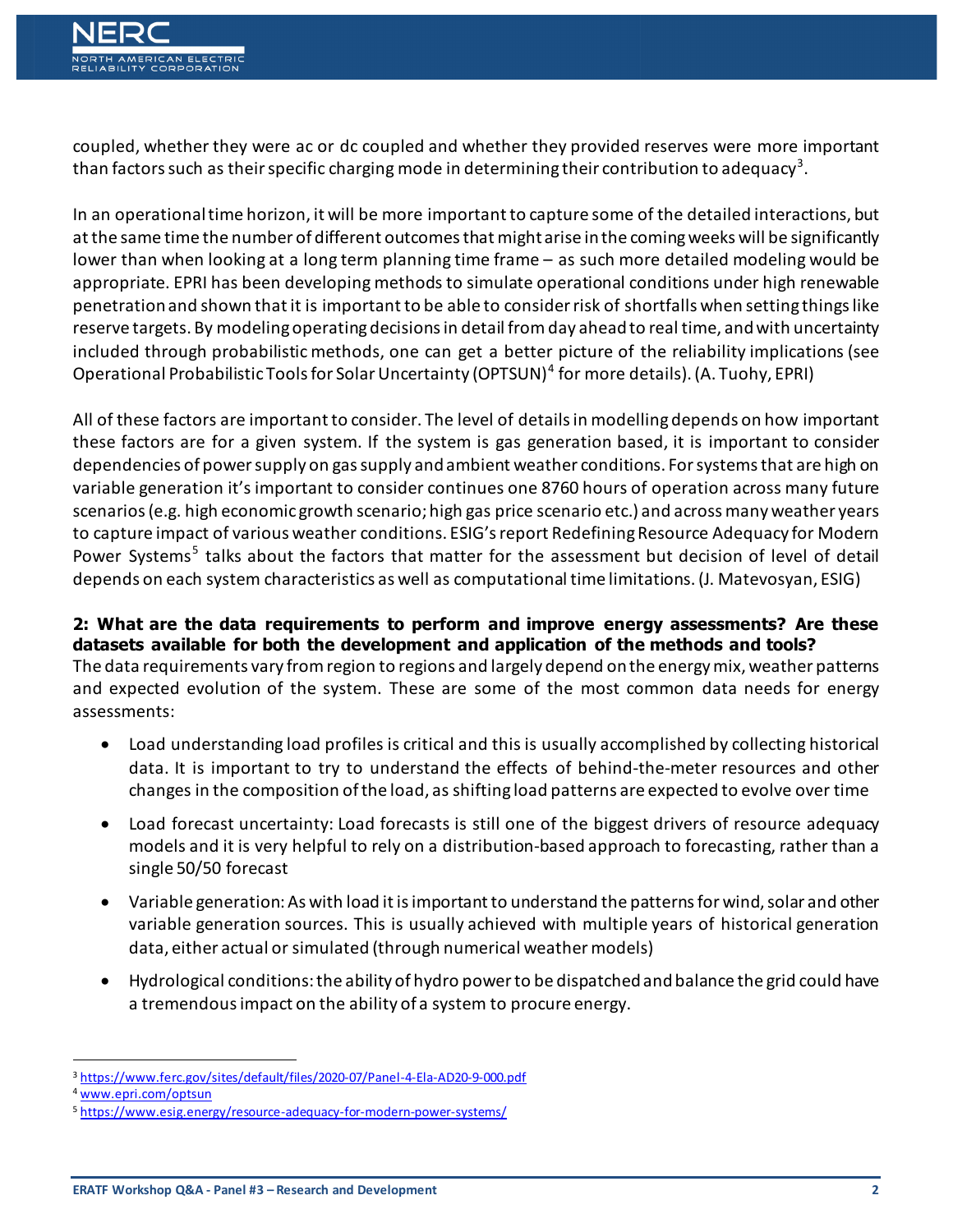coupled, whether they were ac or dc coupled and whether they provided reserves were more important than factors such as their specific charging mode in determining their contribution to adequacy[3].

In an operational time horizon, it will be more important to capture some of the detailed interactions, but at the same time the number of different outcomes that might arise in the coming weeks will be significantly lower than when looking at a long term planning time frame – as such more detailed modeling would be appropriate. EPRI has been developing methods to simulate operational conditions under high renewable penetration and shown that it is important to be able to consider risk of shortfalls when setting things like reserve targets. By modeling operating decisions in detail from day ahead to real time, and with uncertainty included through probabilistic methods, one can get a better picture of the reliability implications (see Operational Probabilistic Tools for Solar Uncertainty (OPTSUN)[4] for more details). (A. Tuohy, EPRI)

All of these factors are important to consider. The level of details in modelling depends on how important these factors are for a given system. If the system is gas generation based, it is important to consider dependencies of power supply on gas supply and ambient weather conditions. For systems that are high on variable generation it's important to consider continues one 8760 hours of operation across many future scenarios (e.g. high economic growth scenario; high gas price scenario etc.) and across many weather years to capture impact of various weather conditions. ESIG's report Redefining Resource Adequacy for Modern Power Systems[5] talks about the factors that matter for the assessment but decision of level of detail depends on each system characteristics as well as computational time limitations. (J. Matevosyan, ESIG)

**2: What are the data requirements to perform and improve energy assessments? Are these datasets available for both the development and application of the methods and tools?**

The data requirements vary from region to regions and largely depend on the energy mix, weather patterns and expected evolution of the system. These are some of the most common data needs for energy assessments:

- Load understanding load profiles is critical and this is usually accomplished by collecting historical data. It is important to try to understand the effects of behind-the-meter resources and other changes in the composition of the load, as shifting load patterns are expected to evolve over time
- Load forecast uncertainty: Load forecasts is still one of the biggest drivers of resource adequacy models and it is very helpful to rely on a distribution-based approach to forecasting, rather than a single 50/50 forecast
- Variable generation: As with load it is important to understand the patterns for wind, solar and other variable generation sources. This is usually achieved with multiple years of historical generation data, either actual or simulated (through numerical weather models)
- Hydrological conditions: the ability of hydro power to be dispatched and balance the grid could have a tremendous impact on the ability of a system to procure energy.

[3] https://www.ferc.gov/sites/default/files/2020-07/Panel-4-Ela-AD20-9-000.pdf

[4] www.epri.com/optsun

[5] https://www.esig.energy/resource-adequacy-for-modern-power-systems/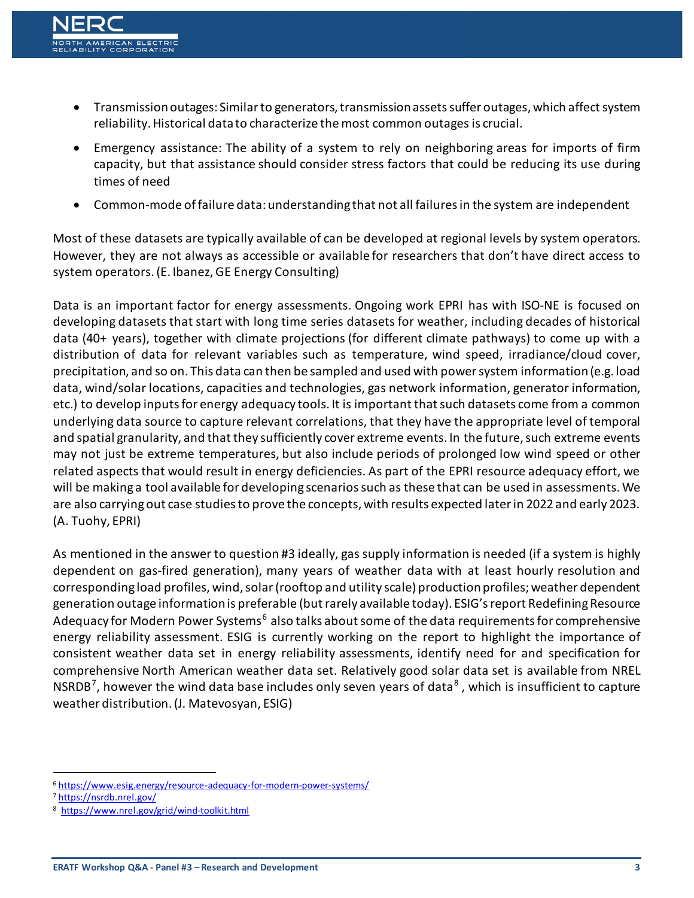- Transmission outages: Similar to generators, transmission assets suffer outages, which affect system reliability. Historical data to characterize the most common outages is crucial.
- Emergency assistance: The ability of a system to rely on neighboring areas for imports of firm capacity, but that assistance should consider stress factors that could be reducing its use during times of need
- Common-mode of failure data: understanding that not all failures in the system are independent

Most of these datasets are typically available of can be developed at regional levels by system operators. However, they are not always as accessible or available for researchers that don't have direct access to system operators. (E. Ibanez, GE Energy Consulting)

Data is an important factor for energy assessments. Ongoing work EPRI has with ISO-NE is focused on developing datasets that start with long time series datasets for weather, including decades of historical data (40+ years), together with climate projections (for different climate pathways) to come up with a distribution of data for relevant variables such as temperature, wind speed, irradiance/cloud cover, precipitation, and so on. This data can then be sampled and used with power system information (e.g. load data, wind/solar locations, capacities and technologies, gas network information, generator information, etc.) to develop inputs for energy adequacy tools. It is important that such datasets come from a common underlying data source to capture relevant correlations, that they have the appropriate level of temporal and spatial granularity, and that they sufficiently cover extreme events. In the future, such extreme events may not just be extreme temperatures, but also include periods of prolonged low wind speed or other related aspects that would result in energy deficiencies. As part of the EPRI resource adequacy effort, we will be making a tool available for developing scenarios such as these that can be used in assessments. We are also carrying out case studies to prove the concepts, with results expected later in 2022 and early 2023. (A. Tuohy, EPRI)

As mentioned in the answer to question #3 ideally, gas supply information is needed (if a system is highly dependent on gas-fired generation), many years of weather data with at least hourly resolution and corresponding load profiles, wind, solar (rooftop and utility scale) production profiles; weather dependent generation outage information is preferable (but rarely available today). ESIG's report Redefining Resource Adequacy for Modern Power Systems[6] also talks about some of the data requirements for comprehensive energy reliability assessment. ESIG is currently working on the report to highlight the importance of consistent weather data set in energy reliability assessments, identify need for and specification for comprehensive North American weather data set. Relatively good solar data set is available from NREL NSRDB[7], however the wind data base includes only seven years of data[8], which is insufficient to capture weather distribution. (J. Matevosyan, ESIG)

---

[6] https://www.esig.energy/resource-adequacy-for-modern-power-systems/

[7] https://nsrdb.nrel.gov/

[8] https://www.nrel.gov/grid/wind-toolkit.html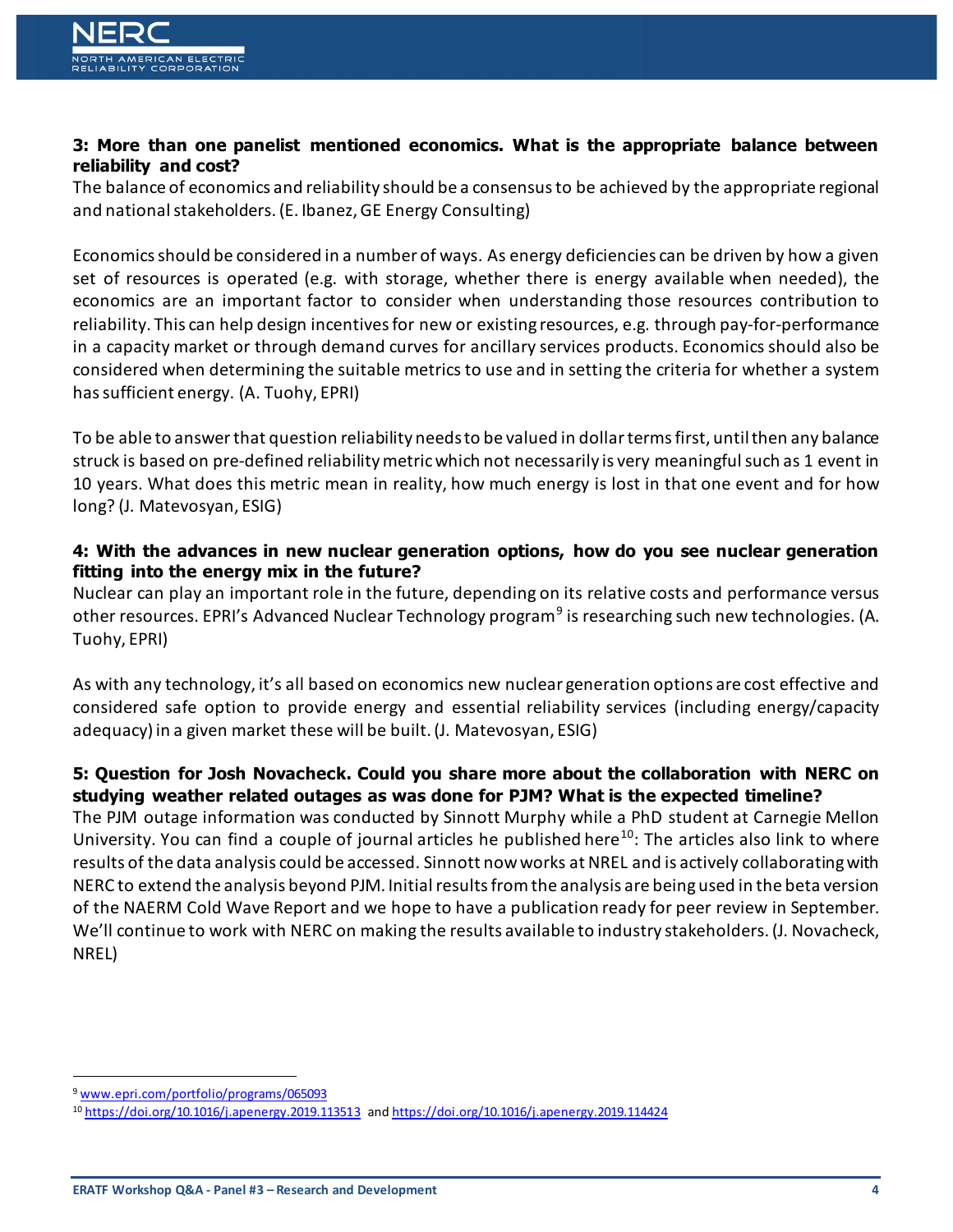**3: More than one panelist mentioned economics. What is the appropriate balance between reliability and cost?**

The balance of economics and reliability should be a consensus to be achieved by the appropriate regional and national stakeholders. (E. Ibanez, GE Energy Consulting)

Economics should be considered in a number of ways. As energy deficiencies can be driven by how a given set of resources is operated (e.g. with storage, whether there is energy available when needed), the economics are an important factor to consider when understanding those resources contribution to reliability. This can help design incentives for new or existing resources, e.g. through pay-for-performance in a capacity market or through demand curves for ancillary services products. Economics should also be considered when determining the suitable metrics to use and in setting the criteria for whether a system has sufficient energy. (A. Tuohy, EPRI)

To be able to answer that question reliability needs to be valued in dollar terms first, until then any balance struck is based on pre-defined reliability metric which not necessarily is very meaningful such as 1 event in 10 years. What does this metric mean in reality, how much energy is lost in that one event and for how long? (J. Matevosyan, ESIG)

**4: With the advances in new nuclear generation options, how do you see nuclear generation fitting into the energy mix in the future?**

Nuclear can play an important role in the future, depending on its relative costs and performance versus other resources. EPRI's Advanced Nuclear Technology program[9] is researching such new technologies. (A. Tuohy, EPRI)

As with any technology, it's all based on economics new nuclear generation options are cost effective and considered safe option to provide energy and essential reliability services (including energy/capacity adequacy) in a given market these will be built. (J. Matevosyan, ESIG)

**5: Question for Josh Novacheck. Could you share more about the collaboration with NERC on studying weather related outages as was done for PJM? What is the expected timeline?**

The PJM outage information was conducted by Sinnott Murphy while a PhD student at Carnegie Mellon University. You can find a couple of journal articles he published here[10]: The articles also link to where results of the data analysis could be accessed. Sinnott now works at NREL and is actively collaborating with NERC to extend the analysis beyond PJM. Initial results from the analysis are being used in the beta version of the NAERM Cold Wave Report and we hope to have a publication ready for peer review in September. We'll continue to work with NERC on making the results available to industry stakeholders. (J. Novacheck, NREL)

---

[9] www.epri.com/portfolio/programs/065093

[10] https://doi.org/10.1016/j.apenergy.2019.113513 and https://doi.org/10.1016/j.apenergy.2019.114424